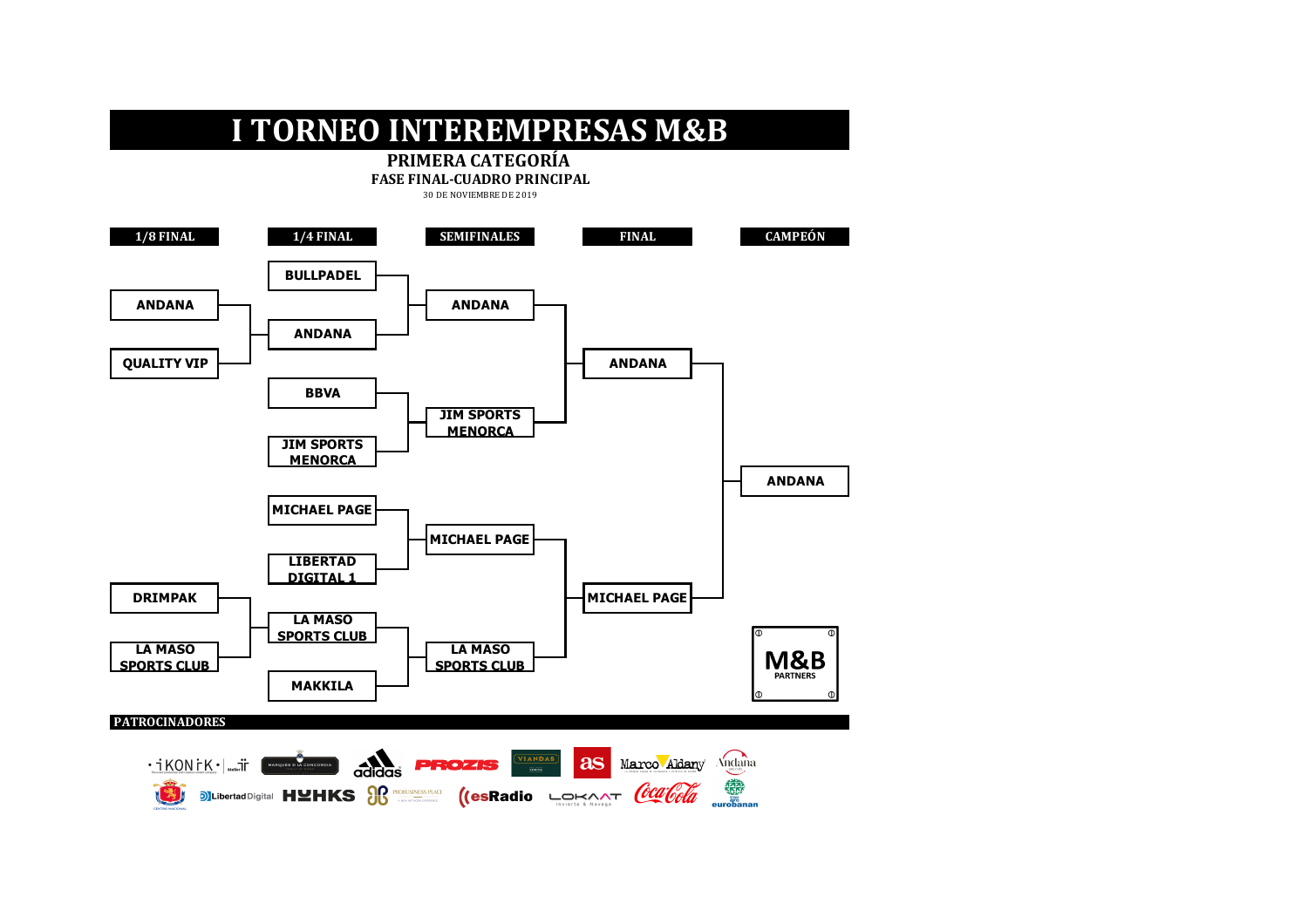# I TORNEO INTEREMPRESAS M&B

## PRIMERA CATEGORÍA

### FASE FINAL-CUADRO PRINCIPAL

30 DE NOVIEMBRE DE 2019

| 1/8 FINAL | 1/4 FINAL | SEMIFINALES | FINAL | CAMPEÓN |
|---|---|---|---|---|
| | BULLPADEL | | | |
| ANDANA | | ANDANA | | |
| | ANDANA | | | |
| QUALITY VIP | | | ANDANA | |
| | BBVA | | | |
| | | JIM SPORTS MENORCA | | |
| | JIM SPORTS MENORCA | | | |
| | | | | ANDANA |
| | MICHAEL PAGE | | | |
| | | MICHAEL PAGE | | |
| | LIBERTAD DIGITAL 1 | | | |
| DRIMPAK | | | MICHAEL PAGE | |
| | LA MASO SPORTS CLUB | | | |
| LA MASO SPORTS CLUB | | LA MASO SPORTS CLUB | | |
| | MAKKILA | | | |

M&B PARTNERS

**PATROCINADORES**

IKONIK · Atelier · Marqués de la Concordia · adidas · PROZIS · VIANDAS · as · Marco Aldany · Andana · Libertad Digital · HYHKS · PROBUSINESS PLACE · esRadio · LOKAAT · Coca-Cola · eurobanan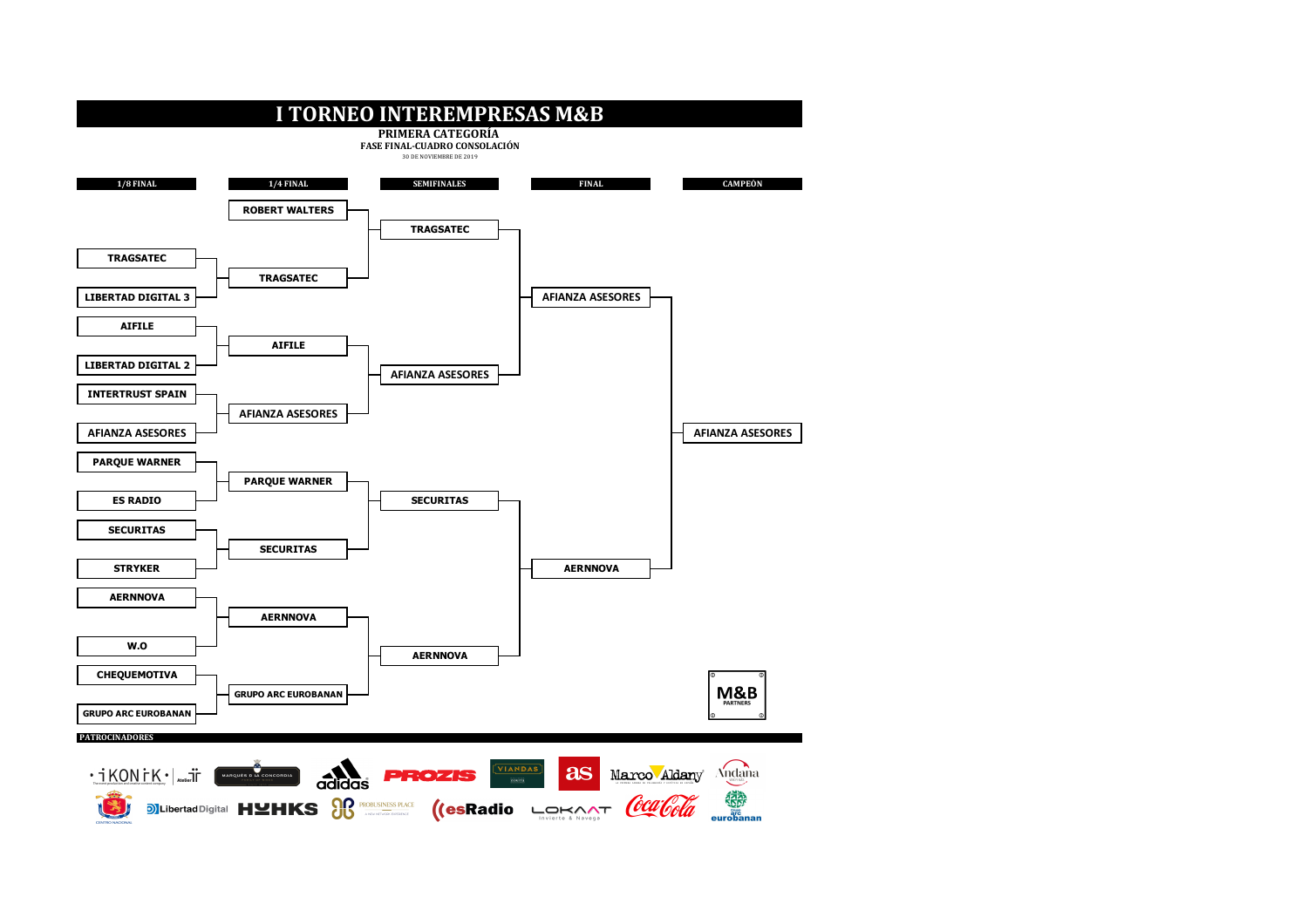# I TORNEO INTEREMPRESAS M&B

**PRIMERA CATEGORÍA**

**FASE FINAL-CUADRO CONSOLACIÓN**

30 DE NOVIEMBRE DE 2019

| 1/8 FINAL | 1/4 FINAL | SEMIFINALES | FINAL | CAMPEÓN |
|---|---|---|---|---|
| | ROBERT WALTERS | TRAGSATEC | AFIANZA ASESORES | AFIANZA ASESORES |
| TRAGSATEC | TRAGSATEC | | | |
| LIBERTAD DIGITAL 3 | | | | |
| AIFILE | AIFILE | AFIANZA ASESORES | | |
| LIBERTAD DIGITAL 2 | | | | |
| INTERTRUST SPAIN | AFIANZA ASESORES | | | |
| AFIANZA ASESORES | | | | |
| PARQUE WARNER | PARQUE WARNER | SECURITAS | AERNNOVA | |
| ES RADIO | | | | |
| SECURITAS | SECURITAS | | | |
| STRYKER | | | | |
| AERNNOVA | AERNNOVA | AERNNOVA | | |
| W.O | | | | |
| CHEQUEMOTIVA | GRUPO ARC EUROBANAN | | | |
| GRUPO ARC EUROBANAN | | | | |

M&B PARTNERS

**PATROCINADORES**

iKONiK · Atelier · MARQUÉS DE LA CONCORDIA · adidas · PROZIS · VIANDAS · as · Marco Aldany · Andana · Libertad Digital · HUHKS · PROBUSINESS PLACE · esRadio · LOKAAT Invierte & Navega · Coca-Cola · eurobanan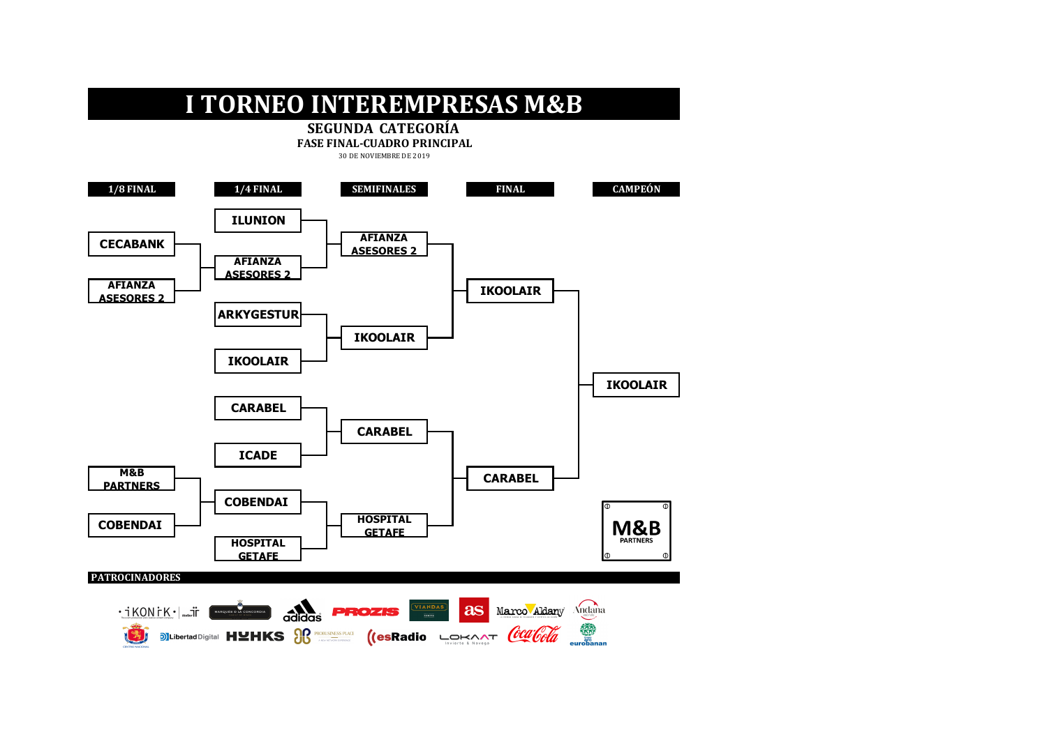# I TORNEO INTEREMPRESAS M&B

## SEGUNDA CATEGORÍA

### FASE FINAL-CUADRO PRINCIPAL

30 DE NOVIEMBRE DE 2019

| 1/8 FINAL | 1/4 FINAL | SEMIFINALES | FINAL | CAMPEÓN |
|---|---|---|---|---|
| | ILUNION | AFIANZA ASESORES 2 | IKOOLAIR | IKOOLAIR |
| CECABANK | AFIANZA ASESORES 2 | | | |
| AFIANZA ASESORES 2 | | | | |
| | ARKYGESTUR | IKOOLAIR | | |
| | IKOOLAIR | | | |
| | CARABEL | CARABEL | CARABEL | |
| | ICADE | | | |
| M&B PARTNERS | COBENDAI | HOSPITAL GETAFE | | |
| COBENDAI | | | | |
| | HOSPITAL GETAFE | | | |

M&B PARTNERS

**PATROCINADORES**

iKONiK · Atelier · MARQUÉS D LA CONCORDIA · adidas · PROZIS · VIANDAS · as · Marco Aldany · Andana · Centro Nacional · Libertad Digital · HUHKS · PROBUSINESS PLACE · esRadio · LOKAAT · Coca-Cola · eurobanan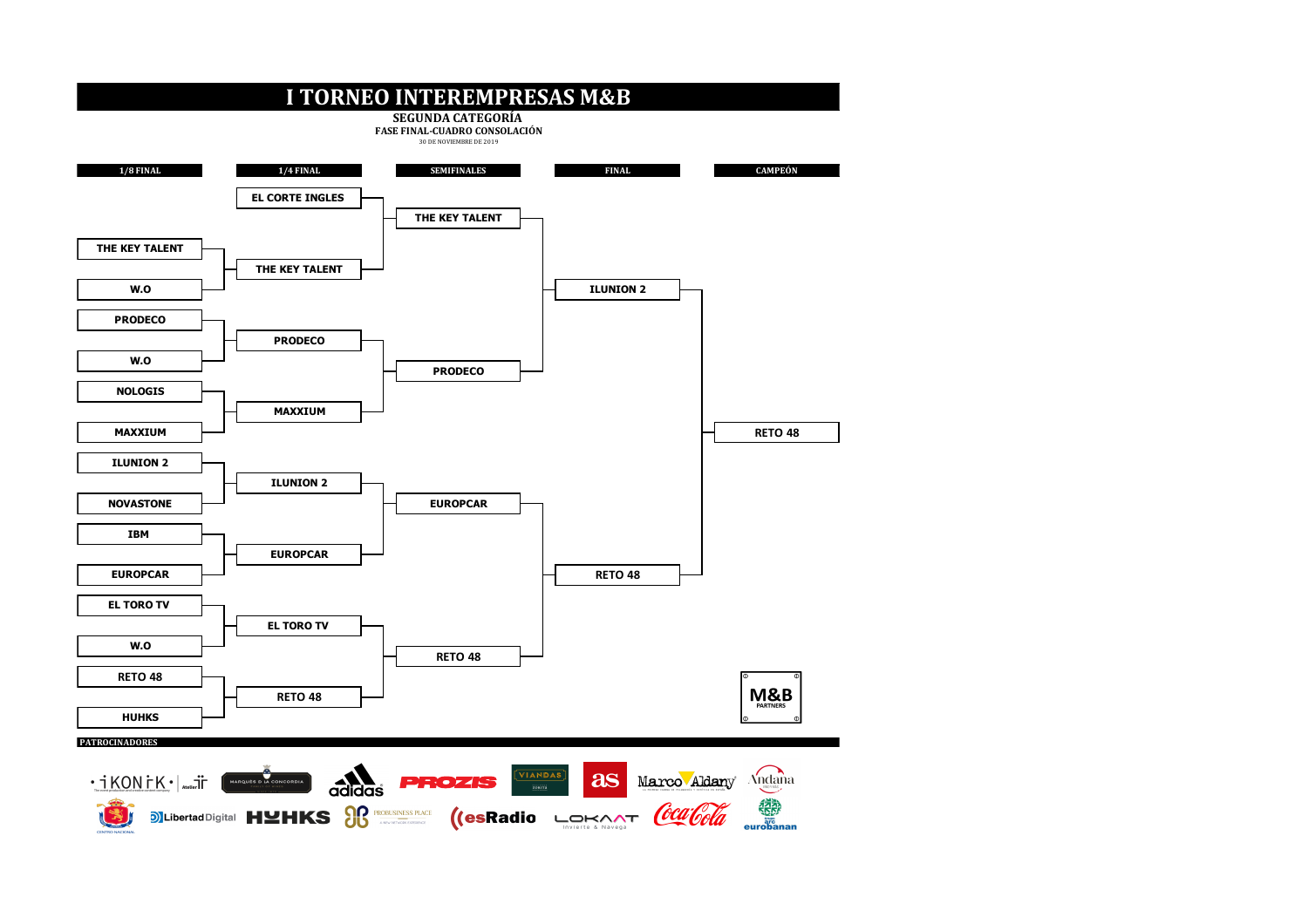# I TORNEO INTEREMPRESAS M&B

**SEGUNDA CATEGORÍA**

**FASE FINAL-CUADRO CONSOLACIÓN**

30 DE NOVIEMBRE DE 2019

**1/8 FINAL**

- THE KEY TALENT
- W.O
- PRODECO
- W.O
- NOLOGIS
- MAXXIUM
- ILUNION 2
- NOVASTONE
- IBM
- EUROPCAR
- EL TORO TV
- W.O
- RETO 48
- HUHKS

**1/4 FINAL**

- EL CORTE INGLES
- THE KEY TALENT
- PRODECO
- MAXXIUM
- ILUNION 2
- EUROPCAR
- EL TORO TV
- RETO 48

**SEMIFINALES**

- THE KEY TALENT
- PRODECO
- EUROPCAR
- RETO 48

**FINAL**

- ILUNION 2
- RETO 48

**CAMPEÓN**

- RETO 48

M&B PARTNERS

**PATROCINADORES**

iKONiK · Atelier · MARQUÉS DE LA CONCORDIA · adidas · PROZIS · VIANDAS · as · Marco Aldany · Andana · CENTRO NACIONAL · LibertadDigital · HUHKS · PROBUSINESS PLACE · esRadio · LOKAAT Invierte & Navega · Coca-Cola · eurobanan